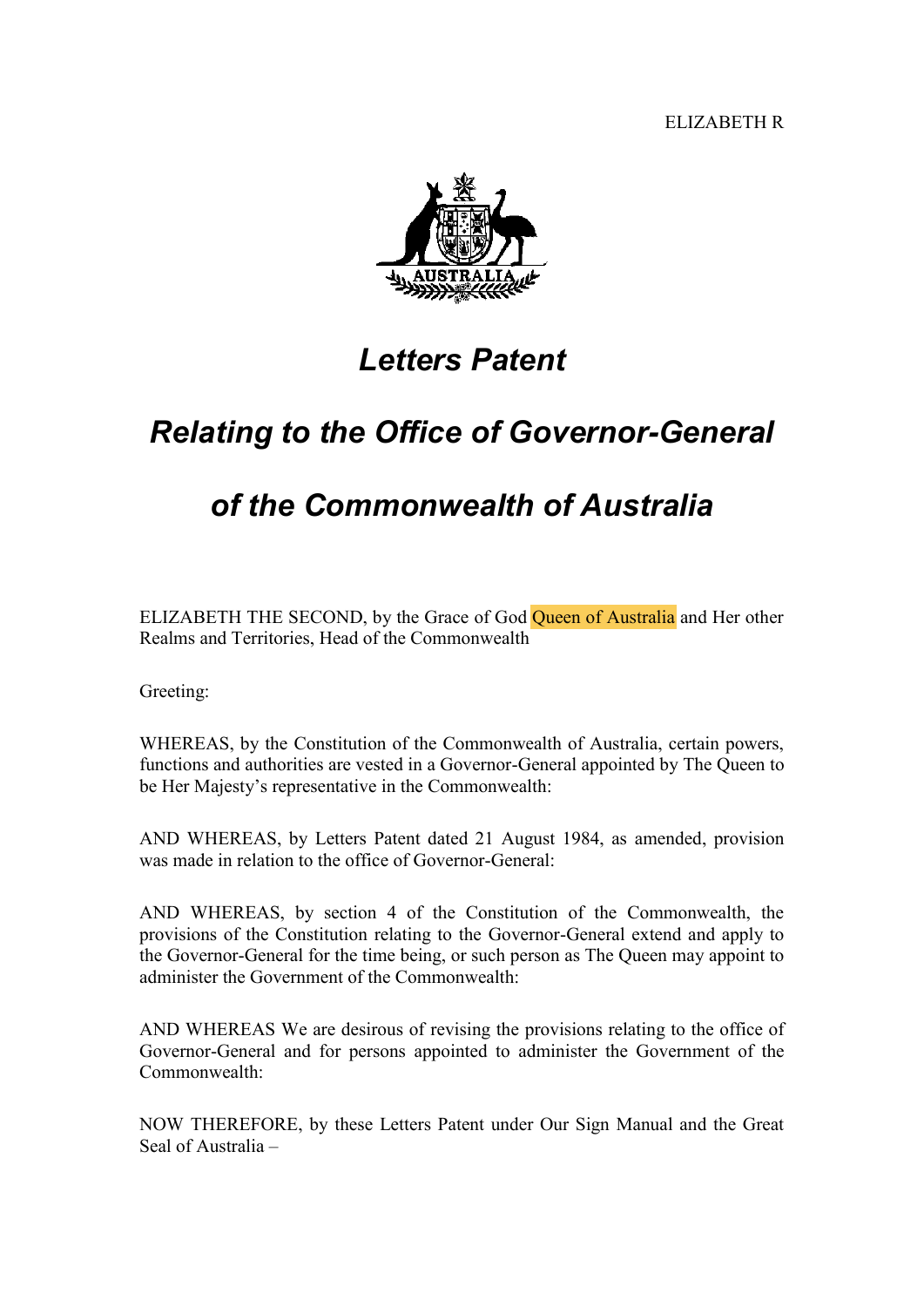ELIZABETH R

# *Letters Patent*

# *Relating to the Office of Governor-General*

# *of the Commonwealth of Australia*

ELIZABETH THE SECOND, by the Grace of God Queen of Australia and Her other Realms and Territories, Head of the Commonwealth

Greeting:

WHEREAS, by the Constitution of the Commonwealth of Australia, certain powers, functions and authorities are vested in a Governor-General appointed by The Queen to be Her Majesty's representative in the Commonwealth:

AND WHEREAS, by Letters Patent dated 21 August 1984, as amended, provision was made in relation to the office of Governor-General:

AND WHEREAS, by section 4 of the Constitution of the Commonwealth, the provisions of the Constitution relating to the Governor-General extend and apply to the Governor-General for the time being, or such person as The Queen may appoint to administer the Government of the Commonwealth:

AND WHEREAS We are desirous of revising the provisions relating to the office of Governor-General and for persons appointed to administer the Government of the Commonwealth:

NOW THEREFORE, by these Letters Patent under Our Sign Manual and the Great Seal of Australia –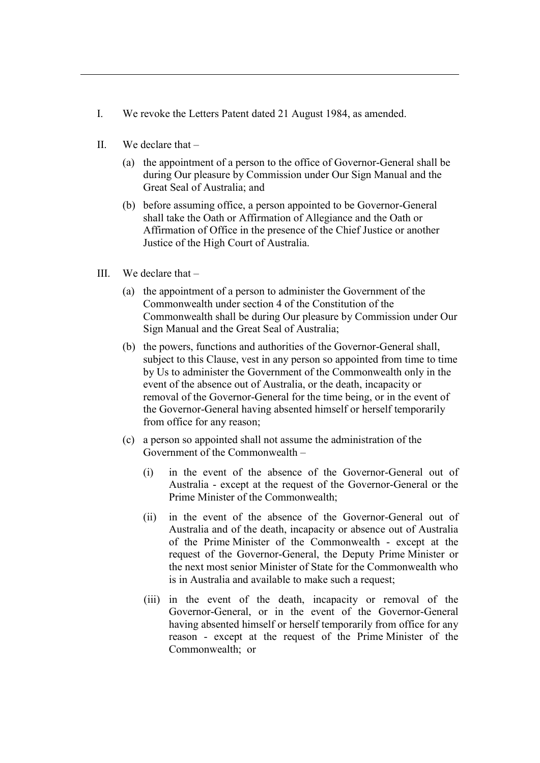I. We revoke the Letters Patent dated 21 August 1984, as amended.

II. We declare that –

(a) the appointment of a person to the office of Governor-General shall be during Our pleasure by Commission under Our Sign Manual and the Great Seal of Australia; and

(b) before assuming office, a person appointed to be Governor-General shall take the Oath or Affirmation of Allegiance and the Oath or Affirmation of Office in the presence of the Chief Justice or another Justice of the High Court of Australia.

III. We declare that –

(a) the appointment of a person to administer the Government of the Commonwealth under section 4 of the Constitution of the Commonwealth shall be during Our pleasure by Commission under Our Sign Manual and the Great Seal of Australia;

(b) the powers, functions and authorities of the Governor-General shall, subject to this Clause, vest in any person so appointed from time to time by Us to administer the Government of the Commonwealth only in the event of the absence out of Australia, or the death, incapacity or removal of the Governor-General for the time being, or in the event of the Governor-General having absented himself or herself temporarily from office for any reason;

(c) a person so appointed shall not assume the administration of the Government of the Commonwealth –

(i) in the event of the absence of the Governor-General out of Australia - except at the request of the Governor-General or the Prime Minister of the Commonwealth;

(ii) in the event of the absence of the Governor-General out of Australia and of the death, incapacity or absence out of Australia of the Prime Minister of the Commonwealth - except at the request of the Governor-General, the Deputy Prime Minister or the next most senior Minister of State for the Commonwealth who is in Australia and available to make such a request;

(iii) in the event of the death, incapacity or removal of the Governor-General, or in the event of the Governor-General having absented himself or herself temporarily from office for any reason - except at the request of the Prime Minister of the Commonwealth; or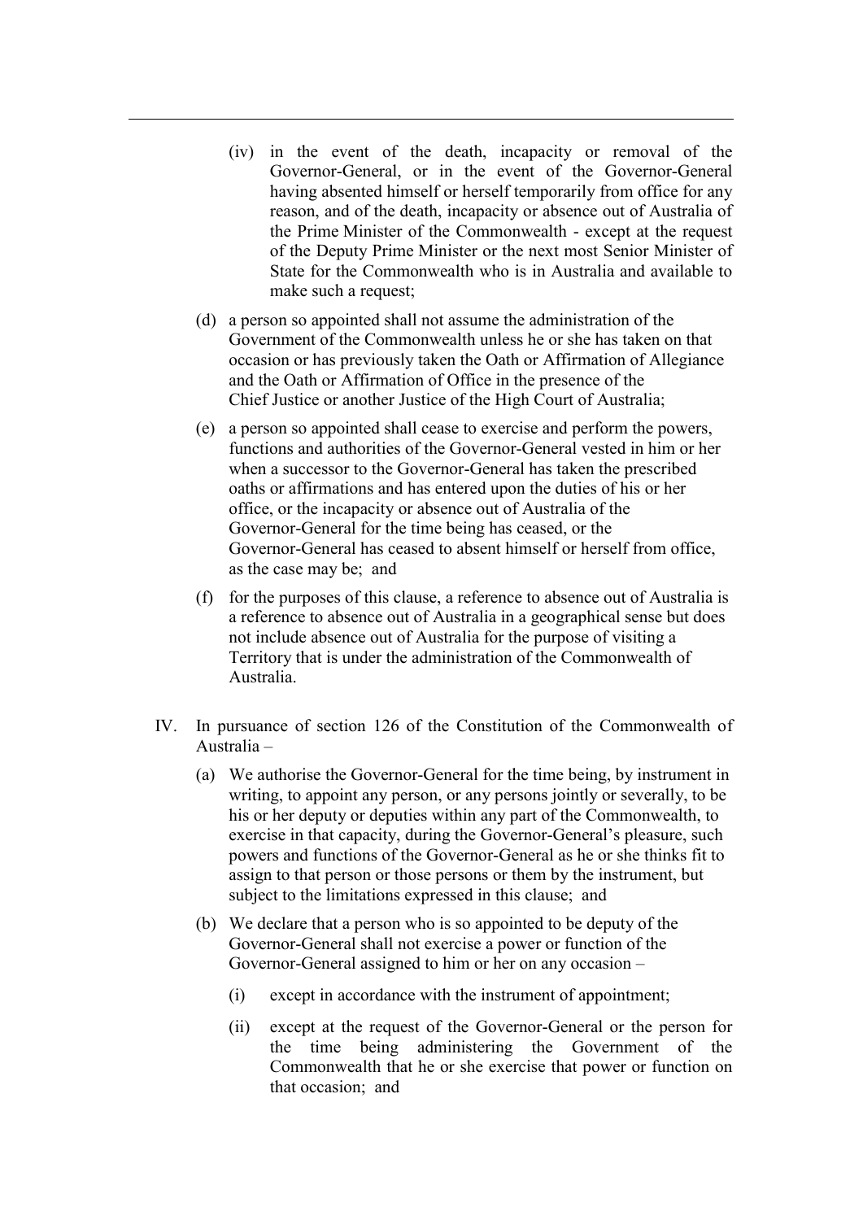(iv) in the event of the death, incapacity or removal of the Governor-General, or in the event of the Governor-General having absented himself or herself temporarily from office for any reason, and of the death, incapacity or absence out of Australia of the Prime Minister of the Commonwealth - except at the request of the Deputy Prime Minister or the next most Senior Minister of State for the Commonwealth who is in Australia and available to make such a request;

(d) a person so appointed shall not assume the administration of the Government of the Commonwealth unless he or she has taken on that occasion or has previously taken the Oath or Affirmation of Allegiance and the Oath or Affirmation of Office in the presence of the Chief Justice or another Justice of the High Court of Australia;

(e) a person so appointed shall cease to exercise and perform the powers, functions and authorities of the Governor-General vested in him or her when a successor to the Governor-General has taken the prescribed oaths or affirmations and has entered upon the duties of his or her office, or the incapacity or absence out of Australia of the Governor-General for the time being has ceased, or the Governor-General has ceased to absent himself or herself from office, as the case may be; and

(f) for the purposes of this clause, a reference to absence out of Australia is a reference to absence out of Australia in a geographical sense but does not include absence out of Australia for the purpose of visiting a Territory that is under the administration of the Commonwealth of Australia.

IV. In pursuance of section 126 of the Constitution of the Commonwealth of Australia –

(a) We authorise the Governor-General for the time being, by instrument in writing, to appoint any person, or any persons jointly or severally, to be his or her deputy or deputies within any part of the Commonwealth, to exercise in that capacity, during the Governor-General's pleasure, such powers and functions of the Governor-General as he or she thinks fit to assign to that person or those persons or them by the instrument, but subject to the limitations expressed in this clause; and

(b) We declare that a person who is so appointed to be deputy of the Governor-General shall not exercise a power or function of the Governor-General assigned to him or her on any occasion –

(i) except in accordance with the instrument of appointment;

(ii) except at the request of the Governor-General or the person for the time being administering the Government of the Commonwealth that he or she exercise that power or function on that occasion; and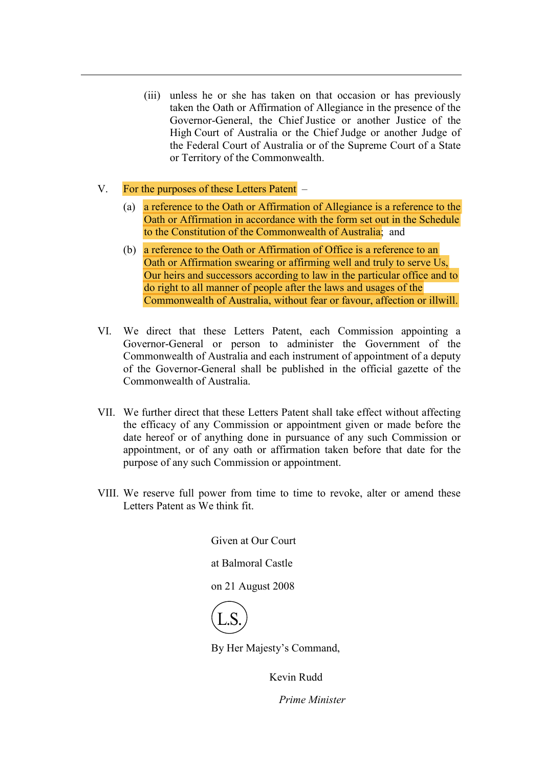(iii) unless he or she has taken on that occasion or has previously taken the Oath or Affirmation of Allegiance in the presence of the Governor-General, the Chief Justice or another Justice of the High Court of Australia or the Chief Judge or another Judge of the Federal Court of Australia or of the Supreme Court of a State or Territory of the Commonwealth.

V. For the purposes of these Letters Patent –

(a) a reference to the Oath or Affirmation of Allegiance is a reference to the Oath or Affirmation in accordance with the form set out in the Schedule to the Constitution of the Commonwealth of Australia; and

(b) a reference to the Oath or Affirmation of Office is a reference to an Oath or Affirmation swearing or affirming well and truly to serve Us, Our heirs and successors according to law in the particular office and to do right to all manner of people after the laws and usages of the Commonwealth of Australia, without fear or favour, affection or illwill.

VI. We direct that these Letters Patent, each Commission appointing a Governor-General or person to administer the Government of the Commonwealth of Australia and each instrument of appointment of a deputy of the Governor-General shall be published in the official gazette of the Commonwealth of Australia.

VII. We further direct that these Letters Patent shall take effect without affecting the efficacy of any Commission or appointment given or made before the date hereof or of anything done in pursuance of any such Commission or appointment, or of any oath or affirmation taken before that date for the purpose of any such Commission or appointment.

VIII. We reserve full power from time to time to revoke, alter or amend these Letters Patent as We think fit.

Given at Our Court

at Balmoral Castle

on 21 August 2008

L.S.

By Her Majesty's Command,

Kevin Rudd

*Prime Minister*